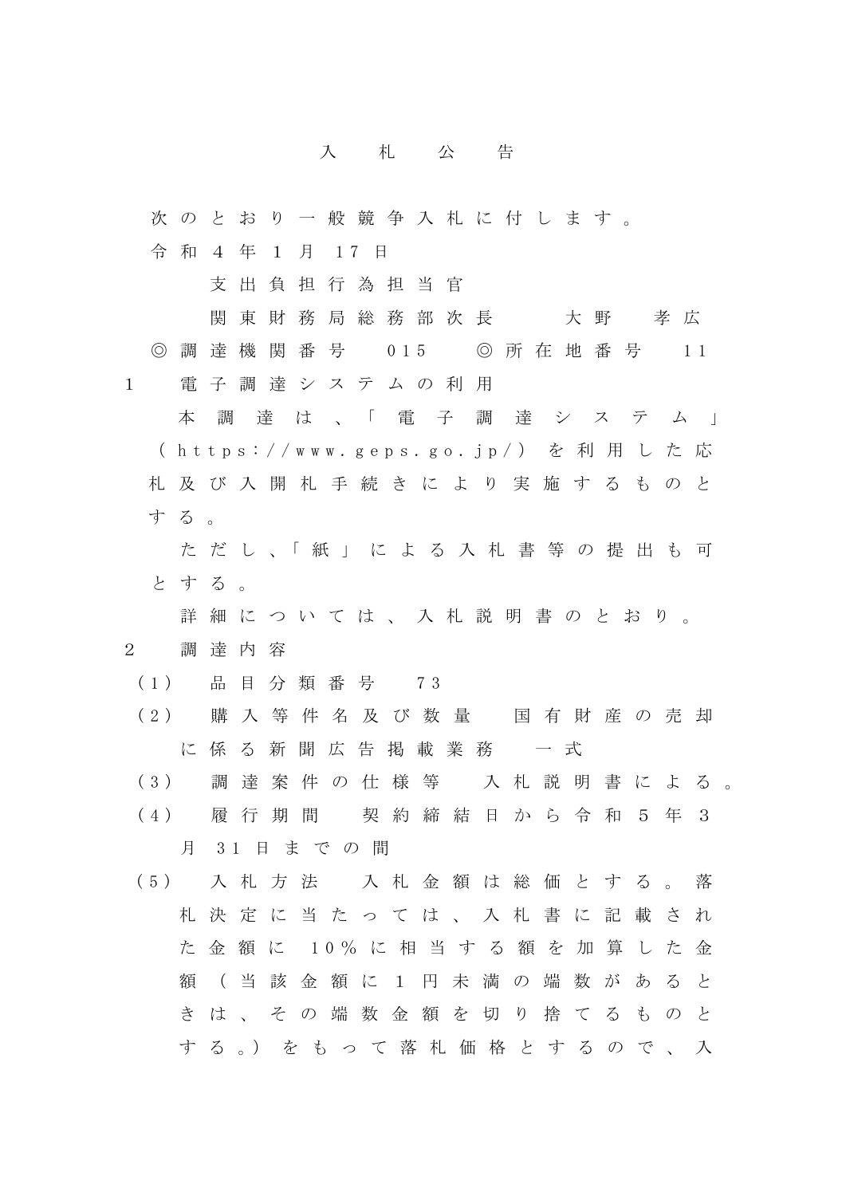# 入札公告

次のとおり一般競争入札に付します。

令和４年１月17日

支出負担行為担当官
関東財務局総務部次長　大野　孝広

◎調達機関番号　015　◎所在地番号　11

1　電子調達システムの利用

本調達は、「電子調達システム」（https://www.geps.go.jp/）を利用した応札及び入開札手続きにより実施するものとする。

ただし、「紙」による入札書等の提出も可とする。

詳細については、入札説明書のとおり。

2　調達内容

(1)　品目分類番号　73

(2)　購入等件名及び数量　国有財産の売却に係る新聞広告掲載業務　一式

(3)　調達案件の仕様等　入札説明書による。

(4)　履行期間　契約締結日から令和５年３月31日までの間

(5)　入札方法　入札金額は総価とする。落札決定に当たっては、入札書に記載された金額に10％に相当する額を加算した金額（当該金額に１円未満の端数があるときは、その端数金額を切り捨てるものとする。）をもって落札価格とするので、入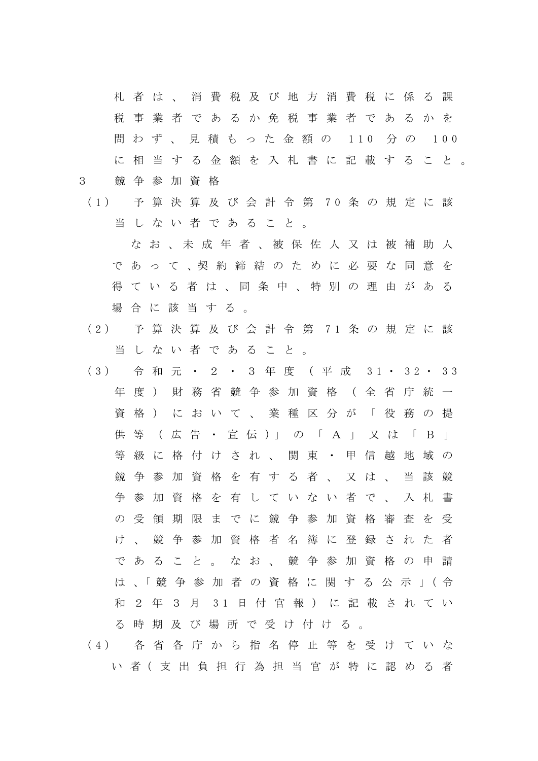札者は、消費税及び地方消費税に係る課税事業者であるか免税事業者であるかを問わず、見積もった金額の 110 分の 100 に相当する金額を入札書に記載すること。

3　競争参加資格

（1）　予算決算及び会計令第 70 条の規定に該当しない者であること。

なお、未成年者、被保佐人又は被補助人であって、契約締結のために必要な同意を得ている者は、同条中、特別の理由がある場合に該当する。

（2）　予算決算及び会計令第 71 条の規定に該当しない者であること。

（3）　令和元・2・3 年度（平成 31・32・33 年度）財務省競争参加資格（全省庁統一資格）において、業種区分が「役務の提供等（広告・宣伝）」の「A」又は「B」等級に格付けされ、関東・甲信越地域の競争参加資格を有する者、又は、当該競争参加資格を有していない者で、入札書の受領期限までに競争参加資格審査を受け、競争参加資格者名簿に登録された者であること。なお、競争参加資格の申請は、「競争参加者の資格に関する公示」（令和 2 年 3 月 31 日付官報）に記載されている時期及び場所で受け付ける。

（4）　各省各庁から指名停止等を受けていない者（支出負担行為担当官が特に認める者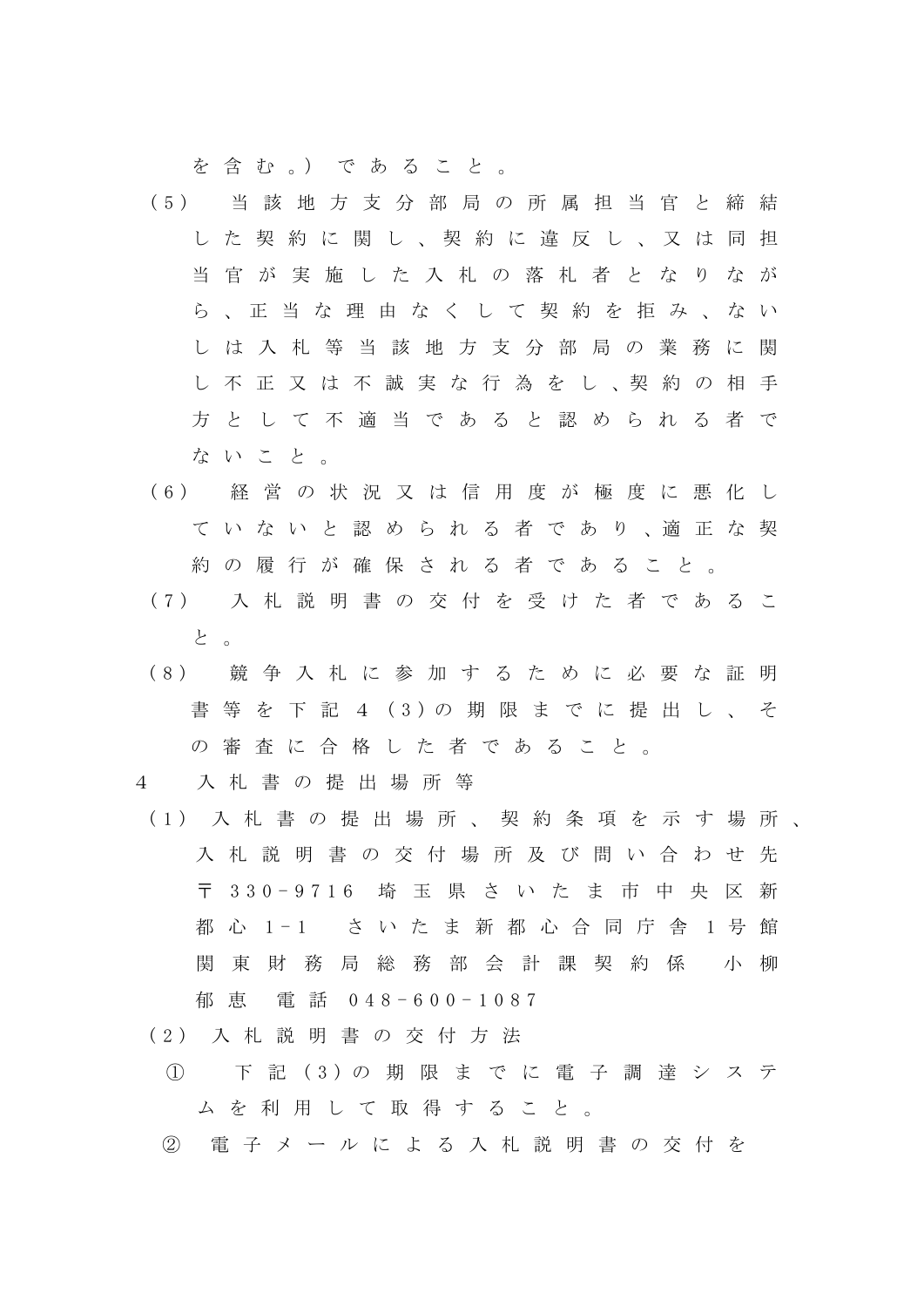を含む。）であること。

（5） 当該地方支分部局の所属担当官と締結した契約に関し、契約に違反し、又は同担当官が実施した入札の落札者となりながら、正当な理由なくして契約を拒み、ないしは入札等当該地方支分部局の業務に関し不正又は不誠実な行為をし、契約の相手方として不適当であると認められる者でないこと。

（6） 経営の状況又は信用度が極度に悪化していないと認められる者であり、適正な契約の履行が確保される者であること。

（7） 入札説明書の交付を受けた者であること。

（8） 競争入札に参加するために必要な証明書等を下記４（3）の期限までに提出し、その審査に合格した者であること。

4　入札書の提出場所等

（1） 入札書の提出場所、契約条項を示す場所、入札説明書の交付場所及び問い合わせ先

〒330-9716　埼玉県さいたま市中央区新都心1-1　さいたま新都心合同庁舎１号館　関東財務局総務部会計課契約係　小柳郁恵　電話　048-600-1087

（2） 入札説明書の交付方法

① 下記（3）の期限までに電子調達システムを利用して取得すること。

② 電子メールによる入札説明書の交付を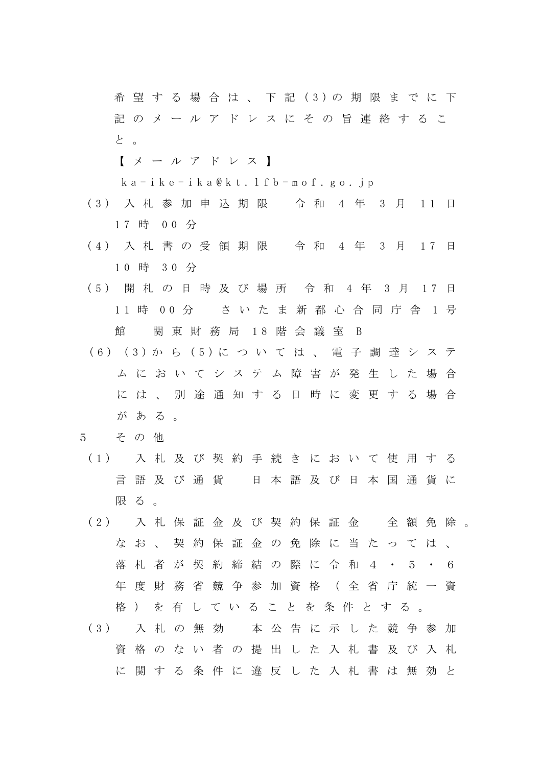希望する場合は、下記(3)の期限までに下記のメールアドレスにその旨連絡すること。

【メールアドレス】

ka-ike-ika@kt.lfb-mof.go.jp

（3） 入札参加申込期限　令和４年３月11日17時00分

（4） 入札書の受領期限　令和４年３月17日10時30分

（5） 開札の日時及び場所　令和４年３月17日11時00分　さいたま新都心合同庁舎１号館　関東財務局18階会議室Ｂ

（6） (3)から(5)については、電子調達システムにおいてシステム障害が発生した場合には、別途通知する日時に変更する場合がある。

5　その他

（1） 入札及び契約手続きにおいて使用する言語及び通貨　日本語及び日本国通貨に限る。

（2） 入札保証金及び契約保証金　全額免除。なお、契約保証金の免除に当たっては、落札者が契約締結の際に令和４・５・６年度財務省競争参加資格（全省庁統一資格）を有していることを条件とする。

（3） 入札の無効　本公告に示した競争参加資格のない者の提出した入札書及び入札に関する条件に違反した入札書は無効と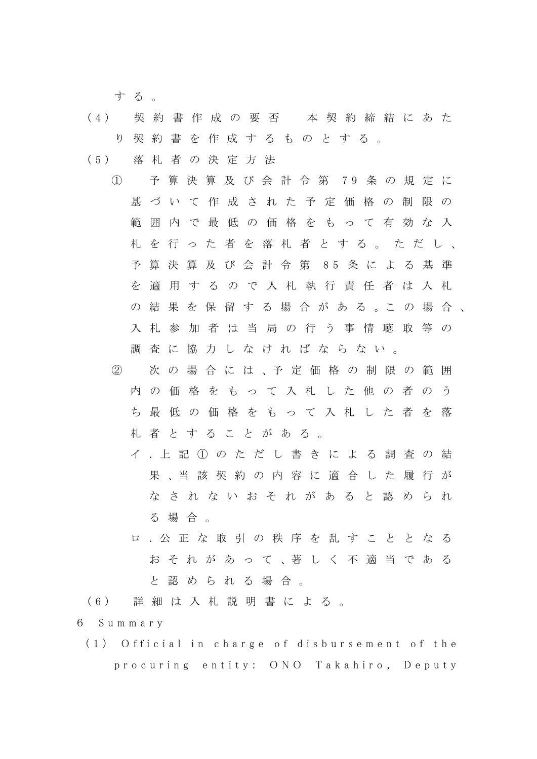する。

（4） 契約書作成の要否　本契約締結にあたり契約書を作成するものとする。

（5） 落札者の決定方法

① 予算決算及び会計令第79条の規定に基づいて作成された予定価格の制限の範囲内で最低の価格をもって有効な入札を行った者を落札者とする。ただし、予算決算及び会計令第85条による基準を適用するので入札執行責任者は入札の結果を保留する場合がある。この場合、入札参加者は当局の行う事情聴取等の調査に協力しなければならない。

② 次の場合には、予定価格の制限の範囲内の価格をもって入札した他の者のうち最低の価格をもって入札した者を落札者とすることがある。

イ．上記①のただし書きによる調査の結果、当該契約の内容に適合した履行がなされないおそれがあると認められる場合。

ロ．公正な取引の秩序を乱すこととなるおそれがあって、著しく不適当であると認められる場合。

（6） 詳細は入札説明書による。

6 Summary

（1） Official in charge of disbursement of the procuring entity: ONO Takahiro, Deputy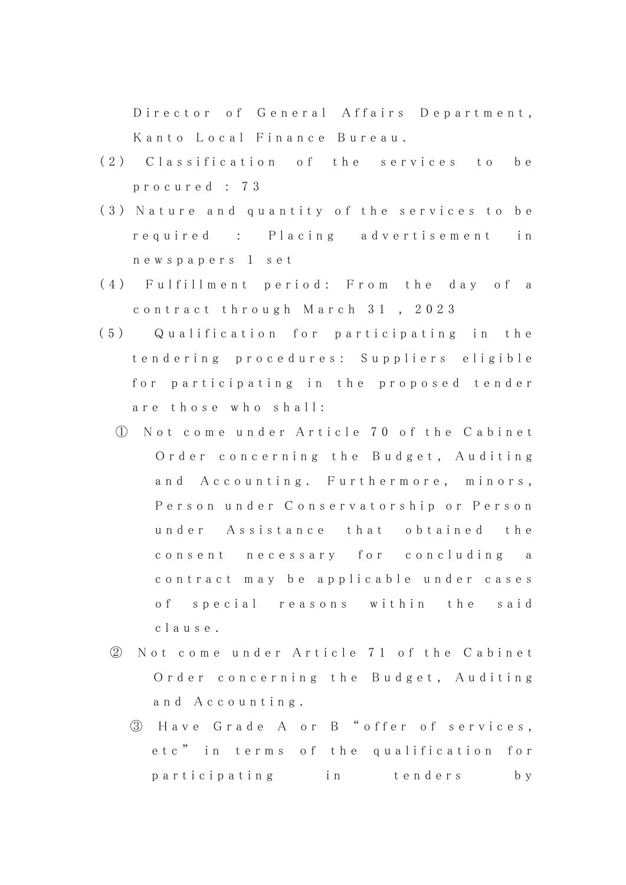Director of General Affairs Department, Kanto Local Finance Bureau.

(2) Classification of the services to be procured : 73

(3) Nature and quantity of the services to be required : Placing advertisement in newspapers 1 set

(4) Fulfillment period: From the day of a contract through March 31 , 2023

(5) Qualification for participating in the tendering procedures: Suppliers eligible for participating in the proposed tender are those who shall:

① Not come under Article 70 of the Cabinet Order concerning the Budget, Auditing and Accounting. Furthermore, minors, Person under Conservatorship or Person under Assistance that obtained the consent necessary for concluding a contract may be applicable under cases of special reasons within the said clause.

② Not come under Article 71 of the Cabinet Order concerning the Budget, Auditing and Accounting.

③ Have Grade A or B “offer of services, etc” in terms of the qualification for participating in tenders by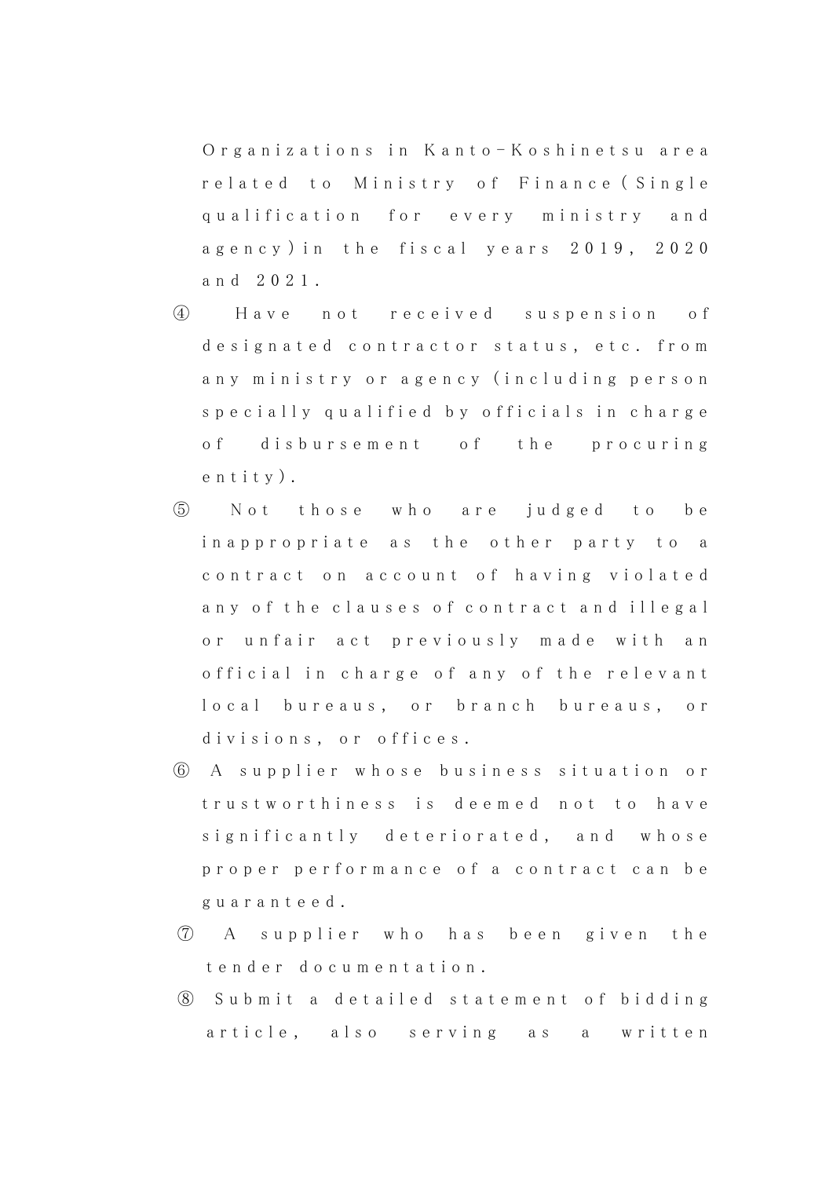Organizations in Kanto-Koshinetsu area related to Ministry of Finance(Single qualification for every ministry and agency)in the fiscal years 2019, 2020 and 2021.

④ Have not received suspension of designated contractor status, etc. from any ministry or agency (including person specially qualified by officials in charge of disbursement of the procuring entity).

⑤ Not those who are judged to be inappropriate as the other party to a contract on account of having violated any of the clauses of contract and illegal or unfair act previously made with an official in charge of any of the relevant local bureaus, or branch bureaus, or divisions, or offices.

⑥ A supplier whose business situation or trustworthiness is deemed not to have significantly deteriorated, and whose proper performance of a contract can be guaranteed.

⑦ A supplier who has been given the tender documentation.

⑧ Submit a detailed statement of bidding article, also serving as a written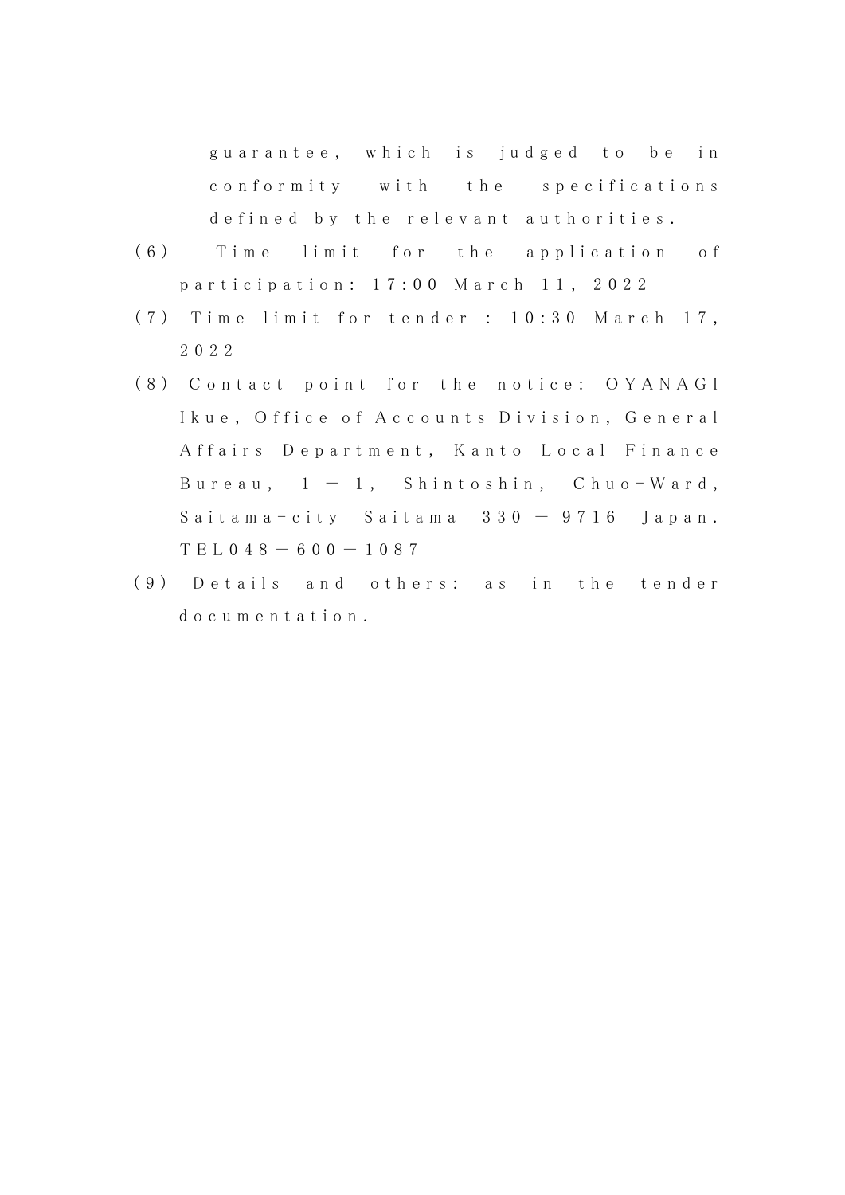guarantee, which is judged to be in conformity with the specifications defined by the relevant authorities.

(6) Time limit for the application of participation: 17:00 March 11, 2022

(7) Time limit for tender : 10:30 March 17, 2022

(8) Contact point for the notice: OYANAGI Ikue, Office of Accounts Division, General Affairs Department, Kanto Local Finance Bureau, 1 － 1, Shintoshin, Chuo-Ward, Saitama-city Saitama 330 － 9716 Japan. TEL048－600－1087

(9) Details and others: as in the tender documentation.